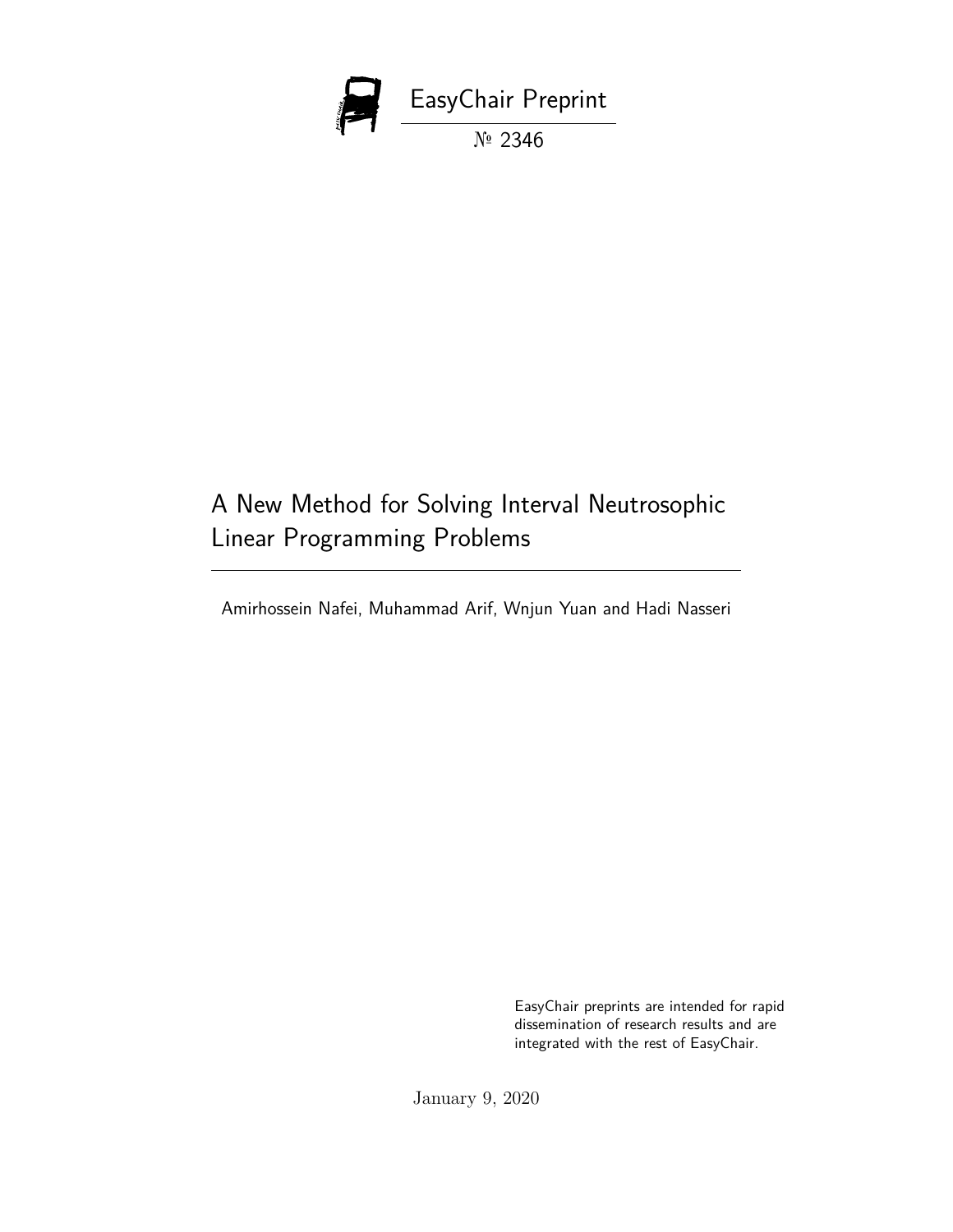EasyChair Preprint

№ 2346

# A New Method for Solving Interval Neutrosophic Linear Programming Problems

Amirhossein Nafei, Muhammad Arif, Wnjun Yuan and Hadi Nasseri

EasyChair preprints are intended for rapid dissemination of research results and are integrated with the rest of EasyChair.

January 9, 2020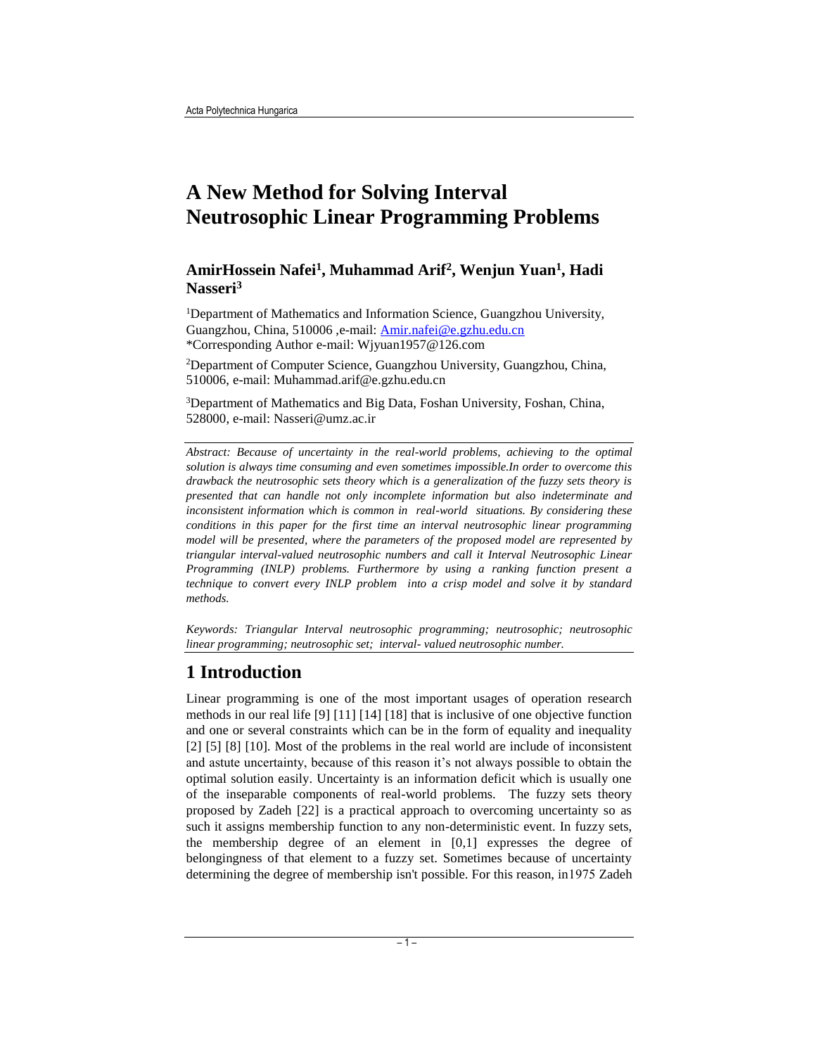# A New Method for Solving Interval Neutrosophic Linear Programming Problems

**AmirHossein Nafei[1], Muhammad Arif[2], Wenjun Yuan[1], Hadi Nasseri[3]**

[1]Department of Mathematics and Information Science, Guangzhou University, Guangzhou, China, 510006 ,e-mail: Amir.nafei@e.gzhu.edu.cn
*Corresponding Author e-mail: Wjyuan1957@126.com

[2]Department of Computer Science, Guangzhou University, Guangzhou, China, 510006, e-mail: Muhammad.arif@e.gzhu.edu.cn

[3]Department of Mathematics and Big Data, Foshan University, Foshan, China, 528000, e-mail: Nasseri@umz.ac.ir

*Abstract: Because of uncertainty in the real-world problems, achieving to the optimal solution is always time consuming and even sometimes impossible.In order to overcome this drawback the neutrosophic sets theory which is a generalization of the fuzzy sets theory is presented that can handle not only incomplete information but also indeterminate and inconsistent information which is common in real-world situations. By considering these conditions in this paper for the first time an interval neutrosophic linear programming model will be presented, where the parameters of the proposed model are represented by triangular interval-valued neutrosophic numbers and call it Interval Neutrosophic Linear Programming (INLP) problems. Furthermore by using a ranking function present a technique to convert every INLP problem into a crisp model and solve it by standard methods.*

*Keywords: Triangular Interval neutrosophic programming; neutrosophic; neutrosophic linear programming; neutrosophic set; interval- valued neutrosophic number.*

## 1 Introduction

Linear programming is one of the most important usages of operation research methods in our real life [9] [11] [14] [18] that is inclusive of one objective function and one or several constraints which can be in the form of equality and inequality [2] [5] [8] [10]. Most of the problems in the real world are include of inconsistent and astute uncertainty, because of this reason it's not always possible to obtain the optimal solution easily. Uncertainty is an information deficit which is usually one of the inseparable components of real-world problems. The fuzzy sets theory proposed by Zadeh [22] is a practical approach to overcoming uncertainty so as such it assigns membership function to any non-deterministic event. In fuzzy sets, the membership degree of an element in [0,1] expresses the degree of belongingness of that element to a fuzzy set. Sometimes because of uncertainty determining the degree of membership isn't possible. For this reason, in1975 Zadeh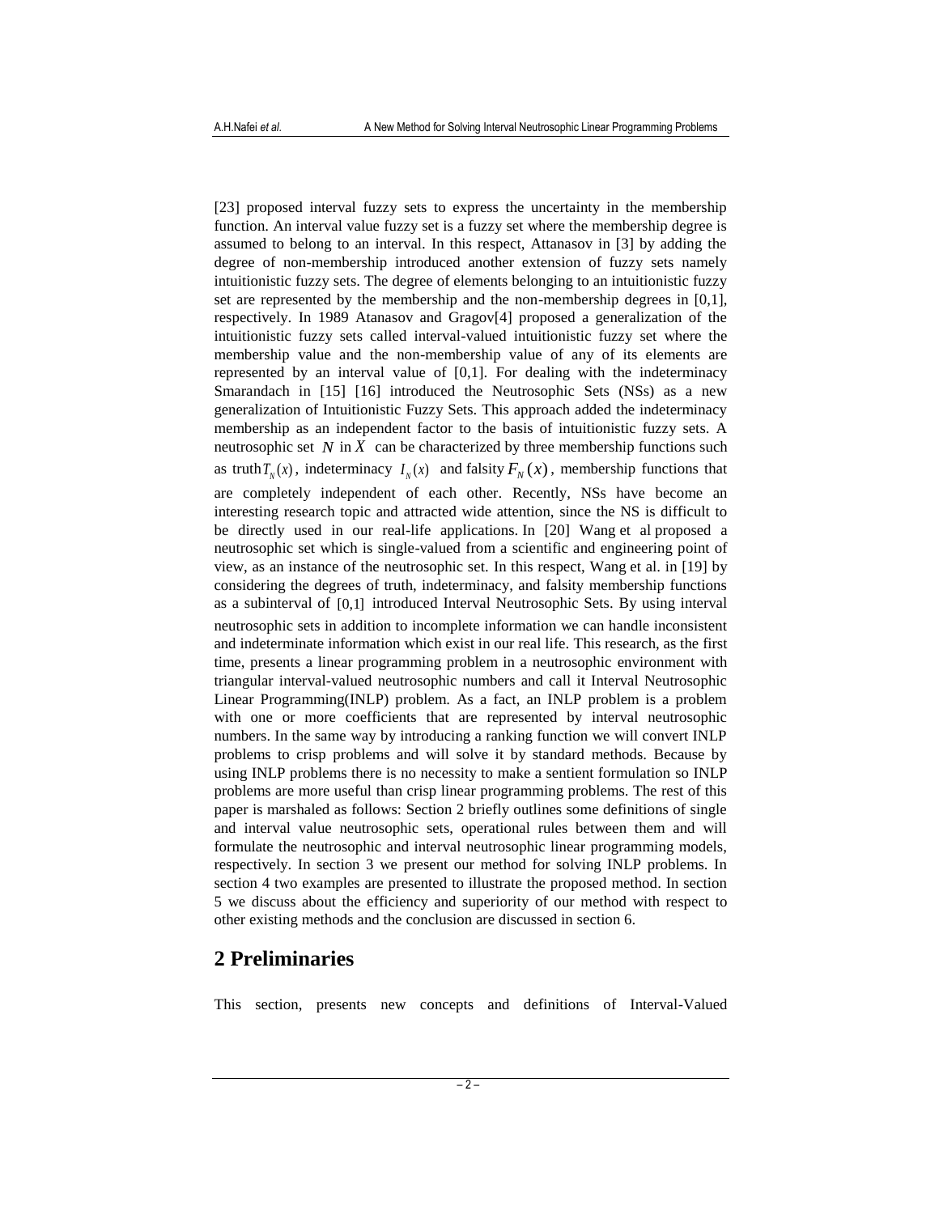[23] proposed interval fuzzy sets to express the uncertainty in the membership function. An interval value fuzzy set is a fuzzy set where the membership degree is assumed to belong to an interval. In this respect, Attanasov in [3] by adding the degree of non-membership introduced another extension of fuzzy sets namely intuitionistic fuzzy sets. The degree of elements belonging to an intuitionistic fuzzy set are represented by the membership and the non-membership degrees in [0,1], respectively. In 1989 Atanasov and Gragov[4] proposed a generalization of the intuitionistic fuzzy sets called interval-valued intuitionistic fuzzy set where the membership value and the non-membership value of any of its elements are represented by an interval value of [0,1]. For dealing with the indeterminacy Smarandach in [15] [16] introduced the Neutrosophic Sets (NSs) as a new generalization of Intuitionistic Fuzzy Sets. This approach added the indeterminacy membership as an independent factor to the basis of intuitionistic fuzzy sets. A neutrosophic set $N$ in $X$ can be characterized by three membership functions such as truth $T_N(x)$, indeterminacy $I_N(x)$ and falsity $F_N(x)$, membership functions that are completely independent of each other. Recently, NSs have become an interesting research topic and attracted wide attention, since the NS is difficult to be directly used in our real-life applications. In [20] Wang et al proposed a neutrosophic set which is single-valued from a scientific and engineering point of view, as an instance of the neutrosophic set. In this respect, Wang et al. in [19] by considering the degrees of truth, indeterminacy, and falsity membership functions as a subinterval of $[0,1]$ introduced Interval Neutrosophic Sets. By using interval neutrosophic sets in addition to incomplete information we can handle inconsistent and indeterminate information which exist in our real life. This research, as the first time, presents a linear programming problem in a neutrosophic environment with triangular interval-valued neutrosophic numbers and call it Interval Neutrosophic Linear Programming(INLP) problem. As a fact, an INLP problem is a problem with one or more coefficients that are represented by interval neutrosophic numbers. In the same way by introducing a ranking function we will convert INLP problems to crisp problems and will solve it by standard methods. Because by using INLP problems there is no necessity to make a sentient formulation so INLP problems are more useful than crisp linear programming problems. The rest of this paper is marshaled as follows: Section 2 briefly outlines some definitions of single and interval value neutrosophic sets, operational rules between them and will formulate the neutrosophic and interval neutrosophic linear programming models, respectively. In section 3 we present our method for solving INLP problems. In section 4 two examples are presented to illustrate the proposed method. In section 5 we discuss about the efficiency and superiority of our method with respect to other existing methods and the conclusion are discussed in section 6.

## 2 Preliminaries

This section, presents new concepts and definitions of Interval-Valued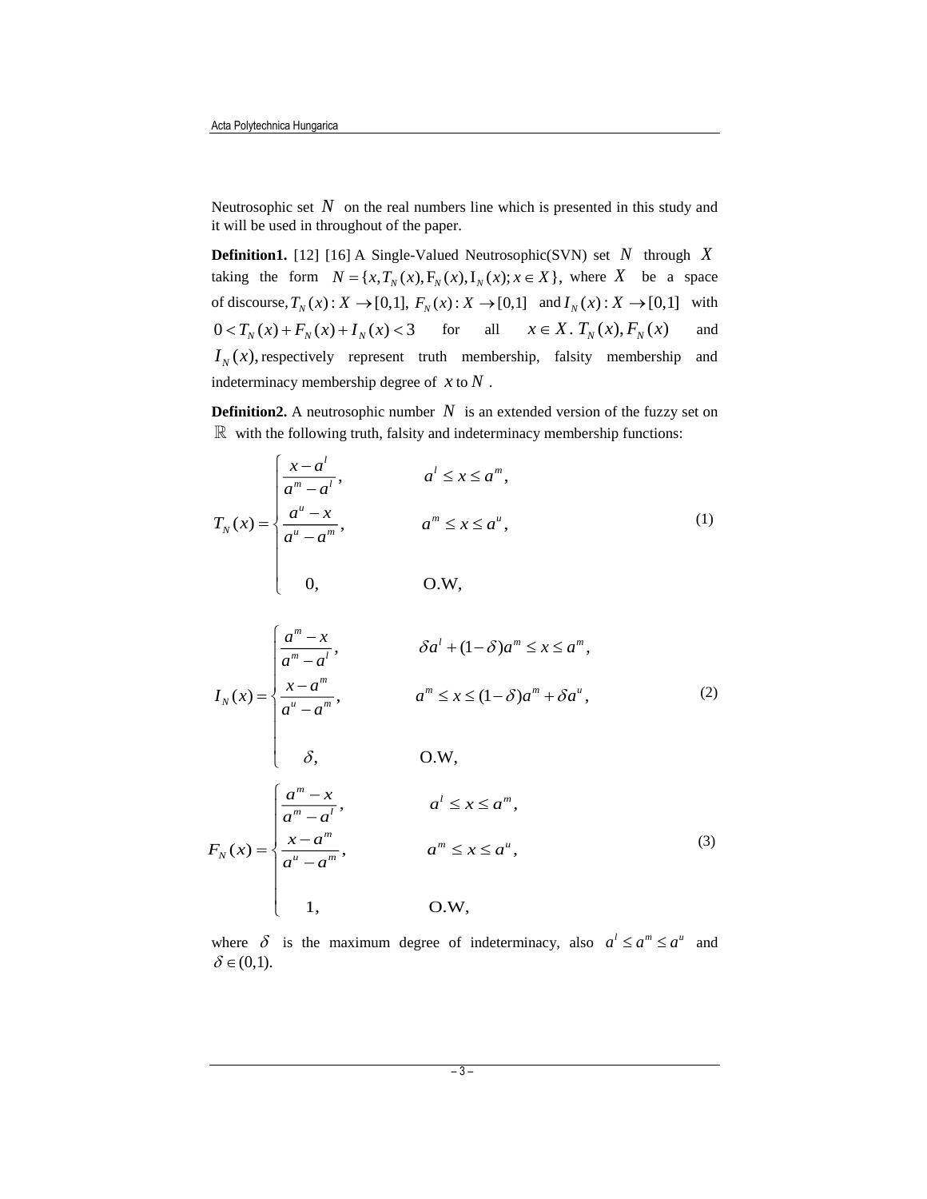Neutrosophic set $N$ on the real numbers line which is presented in this study and it will be used in throughout of the paper.

**Definition1.** [12] [16] A Single-Valued Neutrosophic(SVN) set $N$ through $X$ taking the form $N = \{x, T_N(x), F_N(x), I_N(x); x \in X\}$, where $X$ be a space of discourse, $T_N(x): X \to [0,1]$, $F_N(x): X \to [0,1]$ and $I_N(x): X \to [0,1]$ with $0 < T_N(x) + F_N(x) + I_N(x) < 3$ for all $x \in X$. $T_N(x), F_N(x)$ and $I_N(x)$, respectively represent truth membership, falsity membership and indeterminacy membership degree of $x$ to $N$.

**Definition2.** A neutrosophic number $N$ is an extended version of the fuzzy set on $\mathbb{R}$ with the following truth, falsity and indeterminacy membership functions:

$$T_N(x) = \begin{cases} \dfrac{x - a^l}{a^m - a^l}, & a^l \le x \le a^m, \\ \dfrac{a^u - x}{a^u - a^m}, & a^m \le x \le a^u, \\ 0, & \text{O.W,} \end{cases} \tag{1}$$

$$I_N(x) = \begin{cases} \dfrac{a^m - x}{a^m - a^l}, & \delta a^l + (1-\delta) a^m \le x \le a^m, \\ \dfrac{x - a^m}{a^u - a^m}, & a^m \le x \le (1-\delta) a^m + \delta a^u, \\ \delta, & \text{O.W,} \end{cases} \tag{2}$$

$$F_N(x) = \begin{cases} \dfrac{a^m - x}{a^m - a^l}, & a^l \le x \le a^m, \\ \dfrac{x - a^m}{a^u - a^m}, & a^m \le x \le a^u, \\ 1, & \text{O.W,} \end{cases} \tag{3}$$

where $\delta$ is the maximum degree of indeterminacy, also $a^l \le a^m \le a^u$ and $\delta \in (0,1)$.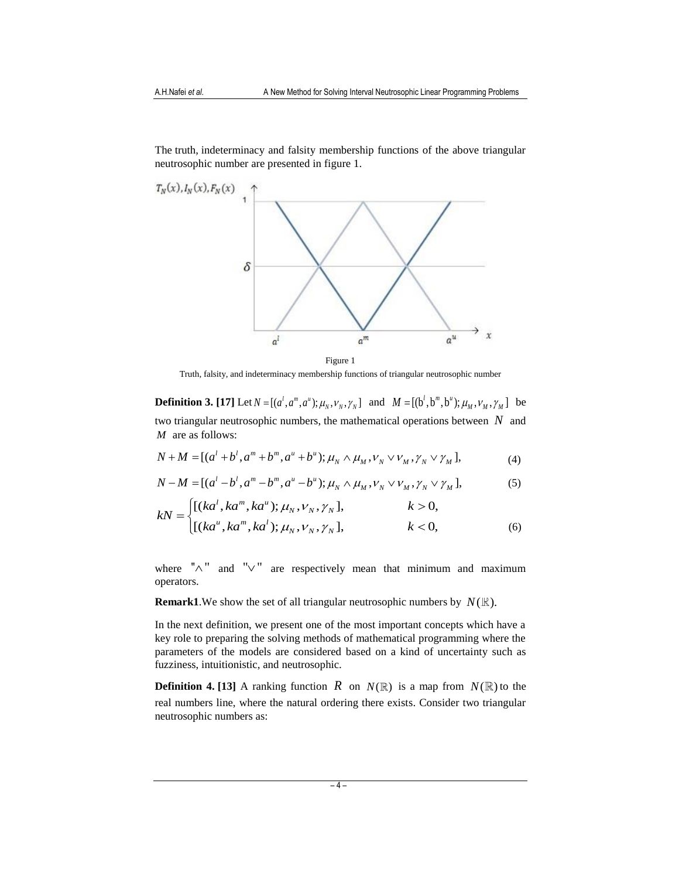The truth, indeterminacy and falsity membership functions of the above triangular neutrosophic number are presented in figure 1.

Figure 1
Truth, falsity, and indeterminacy membership functions of triangular neutrosophic number

**Definition 3. [17]** Let $N = [(a^l, a^m, a^u); \mu_N, \nu_N, \gamma_N]$ and $M = [(b^l, b^m, b^u); \mu_M, \nu_M, \gamma_M]$ be two triangular neutrosophic numbers, the mathematical operations between $N$ and $M$ are as follows:

$$N + M = [(a^l + b^l, a^m + b^m, a^u + b^u); \mu_N \wedge \mu_M, \nu_N \vee \nu_M, \gamma_N \vee \gamma_M], \tag{4}$$

$$N - M = [(a^l - b^l, a^m - b^m, a^u - b^u); \mu_N \wedge \mu_M, \nu_N \vee \nu_M, \gamma_N \vee \gamma_M], \tag{5}$$

$$kN = \begin{cases} [(ka^l, ka^m, ka^u); \mu_N, \nu_N, \gamma_N], & k > 0, \\ [(ka^u, ka^m, ka^l); \mu_N, \nu_N, \gamma_N], & k < 0, \end{cases} \tag{6}$$

where "$\wedge$" and "$\vee$" are respectively mean that minimum and maximum operators.

**Remark1**.We show the set of all triangular neutrosophic numbers by $N(\mathbb{R})$.

In the next definition, we present one of the most important concepts which have a key role to preparing the solving methods of mathematical programming where the parameters of the models are considered based on a kind of uncertainty such as fuzziness, intuitionistic, and neutrosophic.

**Definition 4. [13]** A ranking function $R$ on $N(\mathbb{R})$ is a map from $N(\mathbb{R})$ to the real numbers line, where the natural ordering there exists. Consider two triangular neutrosophic numbers as: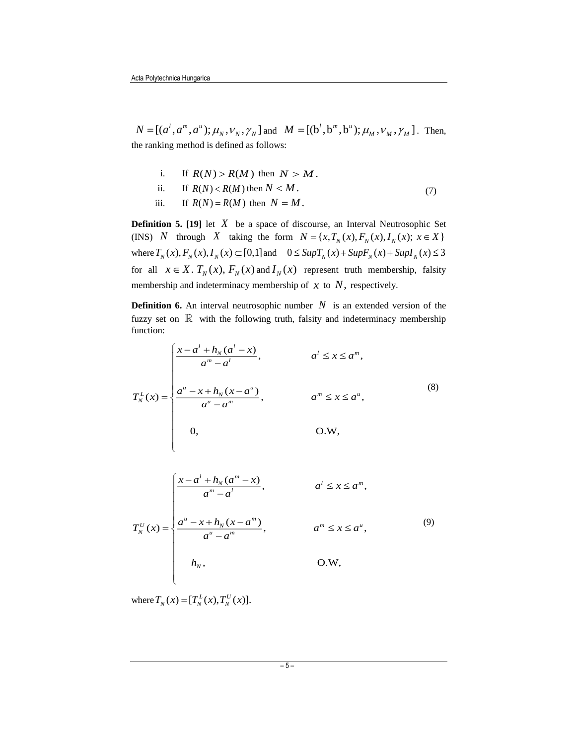$N = [(a^l, a^m, a^u); \mu_N, \nu_N, \gamma_N]$ and $M = [(\mathrm{b}^l, \mathrm{b}^m, \mathrm{b}^u); \mu_M, \nu_M, \gamma_M]$. Then, the ranking method is defined as follows:

$$\begin{array}{ll} \text{i.} & \text{If } R(N) > R(M) \text{ then } N > M. \\ \text{ii.} & \text{If } R(N) < R(M) \text{ then } N < M. \\ \text{iii.} & \text{If } R(N) = R(M) \text{ then } N = M. \end{array} \tag{7}$$

**Definition 5. [19]** let $X$ be a space of discourse, an Interval Neutrosophic Set (INS) $N$ through $X$ taking the form $N = \{x, T_N(x), F_N(x), I_N(x);\ x \in X\}$ where $T_N(x), F_N(x), I_N(x) \subseteq [0,1]$ and $0 \leq SupT_N(x) + SupF_N(x) + SupI_N(x) \leq 3$ for all $x \in X$. $T_N(x)$, $F_N(x)$ and $I_N(x)$ represent truth membership, falsity membership and indeterminacy membership of $x$ to $N$, respectively.

**Definition 6.** An interval neutrosophic number $N$ is an extended version of the fuzzy set on $\mathbb{R}$ with the following truth, falsity and indeterminacy membership function:

$$T_N^L(x) = \begin{cases} \dfrac{x - a^l + h_N(a^l - x)}{a^m - a^l}, & a^l \leq x \leq a^m, \\[2ex] \dfrac{a^u - x + h_N(x - a^u)}{a^u - a^m}, & a^m \leq x \leq a^u, \\[2ex] 0, & \text{O.W}, \end{cases} \tag{8}$$

$$T_N^U(x) = \begin{cases} \dfrac{x - a^l + h_N(a^m - x)}{a^m - a^l}, & a^l \leq x \leq a^m, \\[2ex] \dfrac{a^u - x + h_N(x - a^m)}{a^u - a^m}, & a^m \leq x \leq a^u, \\[2ex] h_N, & \text{O.W}, \end{cases} \tag{9}$$

where $T_N(x) = [T_N^L(x), T_N^U(x)]$.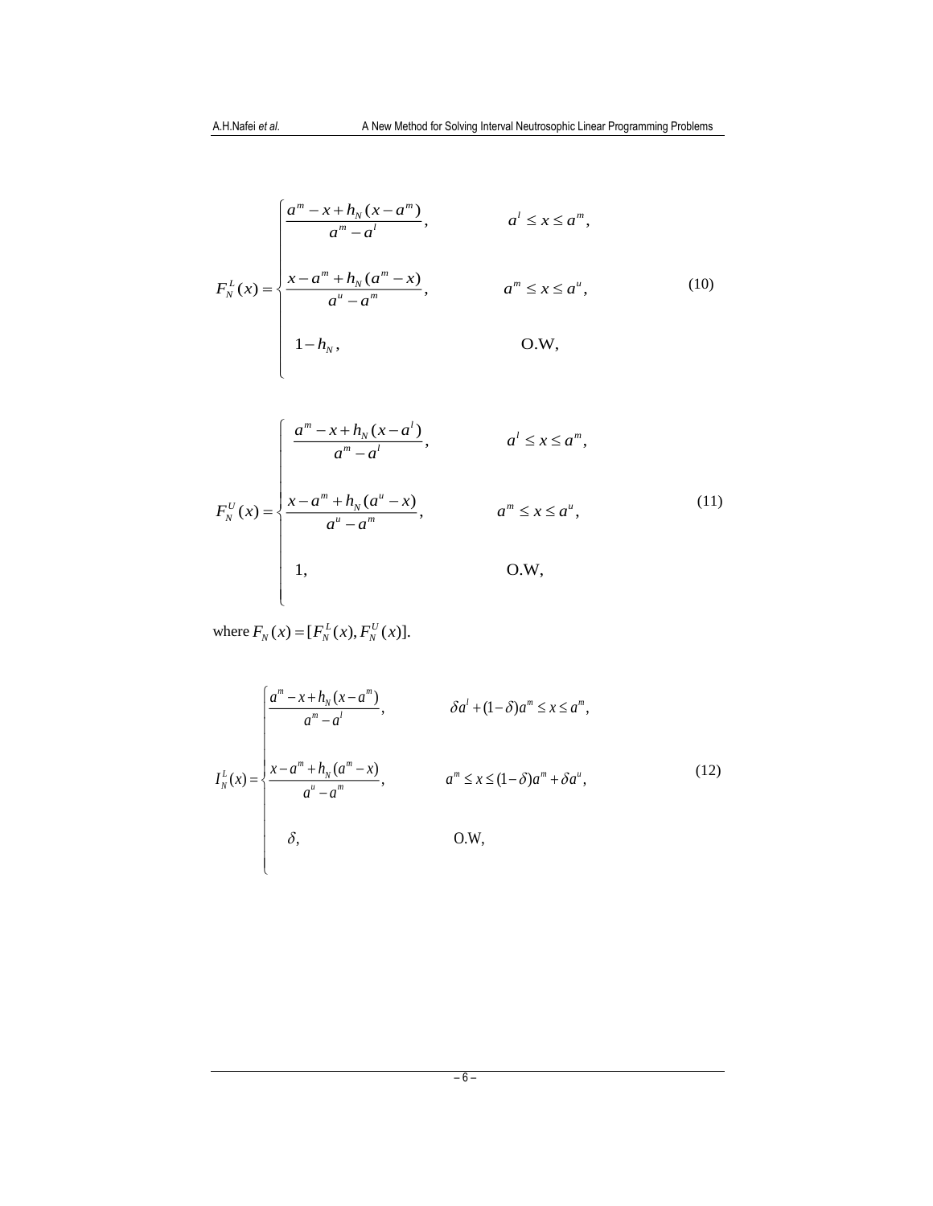$$F_N^L(x)=\begin{cases}\dfrac{a^m-x+h_N(x-a^m)}{a^m-a^l}, & a^l\le x\le a^m,\\[2ex] \dfrac{x-a^m+h_N(a^m-x)}{a^u-a^m}, & a^m\le x\le a^u,\\[2ex] 1-h_N, & \text{O.W},\end{cases}\tag{10}$$

$$F_N^U(x)=\begin{cases}\dfrac{a^m-x+h_N(x-a^l)}{a^m-a^l}, & a^l\le x\le a^m,\\[2ex] \dfrac{x-a^m+h_N(a^u-x)}{a^u-a^m}, & a^m\le x\le a^u,\\[2ex] 1, & \text{O.W},\end{cases}\tag{11}$$

where $F_N(x)=[F_N^L(x),F_N^U(x)]$.

$$I_N^L(x)=\begin{cases}\dfrac{a^m-x+h_N(x-a^m)}{a^m-a^l}, & \delta a^l+(1-\delta)a^m\le x\le a^m,\\[2ex] \dfrac{x-a^m+h_N(a^m-x)}{a^u-a^m}, & a^m\le x\le(1-\delta)a^m+\delta a^u,\\[2ex] \delta, & \text{O.W},\end{cases}\tag{12}$$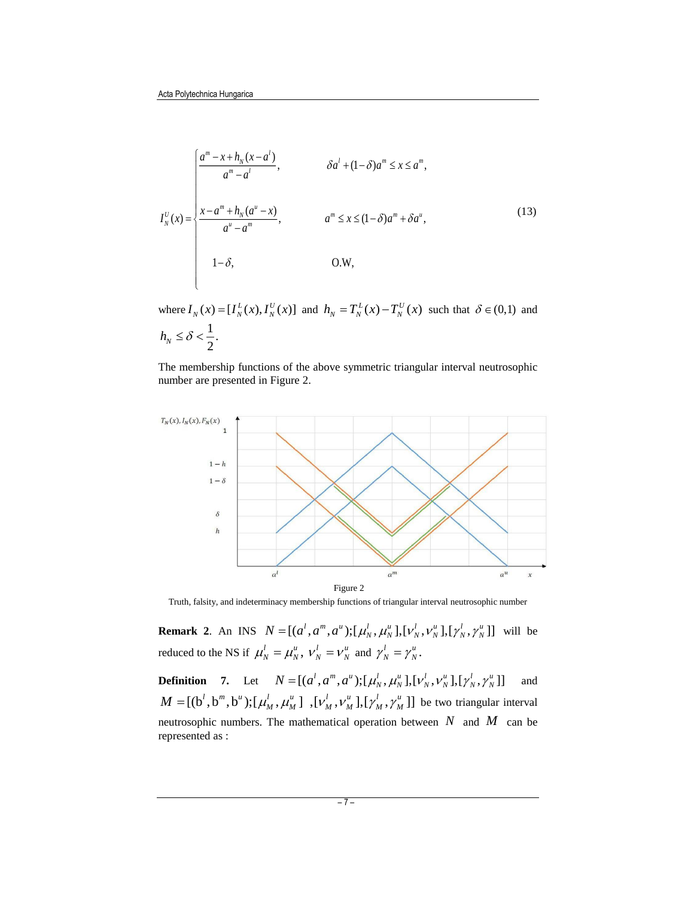$$
I_N^U(x) = \begin{cases} \dfrac{a^m - x + h_N(x - a^l)}{a^m - a^l}, & \delta a^l + (1-\delta)a^m \le x \le a^m, \\[2ex] \dfrac{x - a^m + h_N(a^u - x)}{a^u - a^m}, & a^m \le x \le (1-\delta)a^m + \delta a^u, \\[2ex] 1-\delta, & \text{O.W,} \end{cases} \tag{13}
$$

where $I_N(x) = [I_N^L(x), I_N^U(x)]$ and $h_N = T_N^L(x) - T_N^U(x)$ such that $\delta \in (0,1)$ and $h_N \le \delta < \dfrac{1}{2}$.

The membership functions of the above symmetric triangular interval neutrosophic number are presented in Figure 2.

Figure 2

Truth, falsity, and indeterminacy membership functions of triangular interval neutrosophic number

**Remark 2**. An INS $N = [(a^l, a^m, a^u); [\mu_N^l, \mu_N^u], [\nu_N^l, \nu_N^u], [\gamma_N^l, \gamma_N^u]]$ will be reduced to the NS if $\mu_N^l = \mu_N^u$, $\nu_N^l = \nu_N^u$ and $\gamma_N^l = \gamma_N^u$.

**Definition 7.** Let $N = [(a^l, a^m, a^u); [\mu_N^l, \mu_N^u], [\nu_N^l, \nu_N^u], [\gamma_N^l, \gamma_N^u]]$ and $M = [(b^l, b^m, b^u); [\mu_M^l, \mu_M^u], [\nu_M^l, \nu_M^u], [\gamma_M^l, \gamma_M^u]]$ be two triangular interval neutrosophic numbers. The mathematical operation between $N$ and $M$ can be represented as :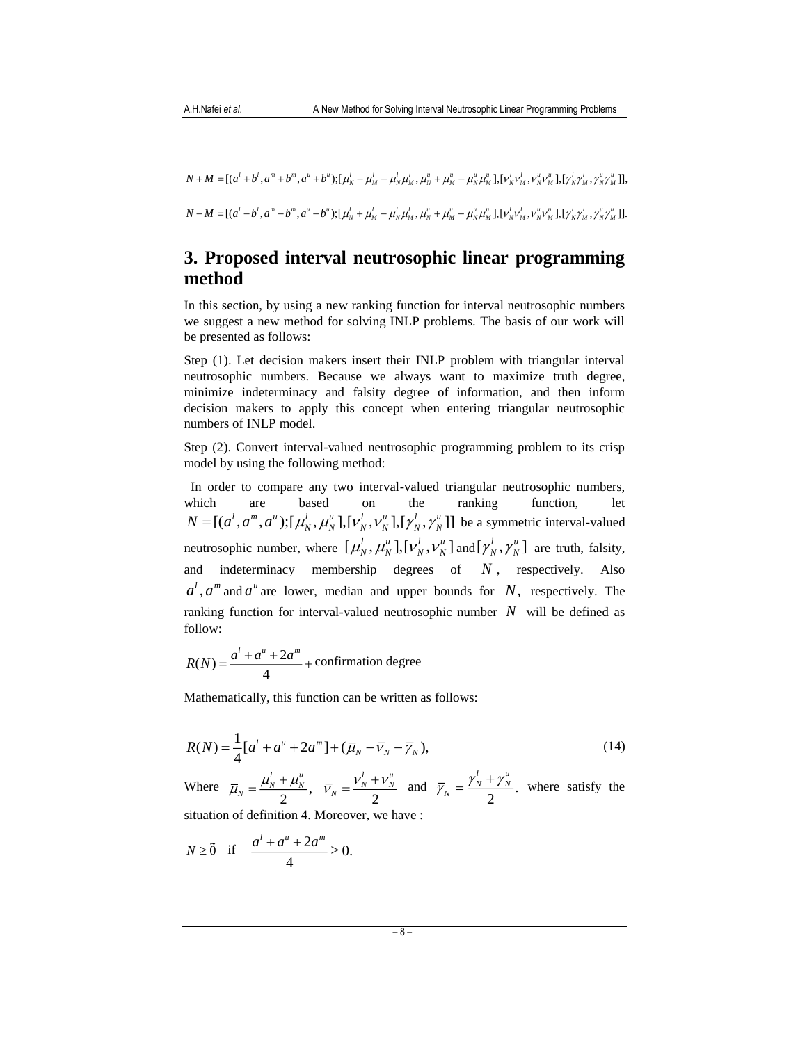$$N + M = [(a^l + b^l, a^m + b^m, a^u + b^u); [\mu_N^l + \mu_M^l - \mu_N^l \mu_M^l, \mu_N^u + \mu_M^u - \mu_N^u \mu_M^u], [\nu_N^l \nu_M^l, \nu_N^u \nu_M^u], [\gamma_N^l \gamma_M^l, \gamma_N^u \gamma_M^u]],$$

$$N - M = [(a^l - b^l, a^m - b^m, a^u - b^u); [\mu_N^l + \mu_M^l - \mu_N^l \mu_M^l, \mu_N^u + \mu_M^u - \mu_N^u \mu_M^u], [\nu_N^l \nu_M^l, \nu_N^u \nu_M^u], [\gamma_N^l \gamma_M^l, \gamma_N^u \gamma_M^u]].$$

# 3. Proposed interval neutrosophic linear programming method

In this section, by using a new ranking function for interval neutrosophic numbers we suggest a new method for solving INLP problems. The basis of our work will be presented as follows:

Step (1). Let decision makers insert their INLP problem with triangular interval neutrosophic numbers. Because we always want to maximize truth degree, minimize indeterminacy and falsity degree of information, and then inform decision makers to apply this concept when entering triangular neutrosophic numbers of INLP model.

Step (2). Convert interval-valued neutrosophic programming problem to its crisp model by using the following method:

In order to compare any two interval-valued triangular neutrosophic numbers, which are based on the ranking function, let $N = [(a^l, a^m, a^u); [\mu_N^l, \mu_N^u], [\nu_N^l, \nu_N^u], [\gamma_N^l, \gamma_N^u]]$ be a symmetric interval-valued neutrosophic number, where $[\mu_N^l, \mu_N^u], [\nu_N^l, \nu_N^u]$ and $[\gamma_N^l, \gamma_N^u]$ are truth, falsity, and indeterminacy membership degrees of $N$, respectively. Also $a^l, a^m$ and $a^u$ are lower, median and upper bounds for $N$, respectively. The ranking function for interval-valued neutrosophic number $N$ will be defined as follow:

$$R(N) = \frac{a^l + a^u + 2a^m}{4} + \text{confirmation degree}$$

Mathematically, this function can be written as follows:

$$R(N) = \frac{1}{4}[a^l + a^u + 2a^m] + (\bar{\mu}_N - \bar{\nu}_N - \bar{\gamma}_N), \tag{14}$$

Where $\bar{\mu}_N = \frac{\mu_N^l + \mu_N^u}{2}$, $\bar{\nu}_N = \frac{\nu_N^l + \nu_N^u}{2}$ and $\bar{\gamma}_N = \frac{\gamma_N^l + \gamma_N^u}{2}$. where satisfy the situation of definition 4. Moreover, we have :

$$N \geq \tilde{0} \quad \text{if} \quad \frac{a^l + a^u + 2a^m}{4} \geq 0.$$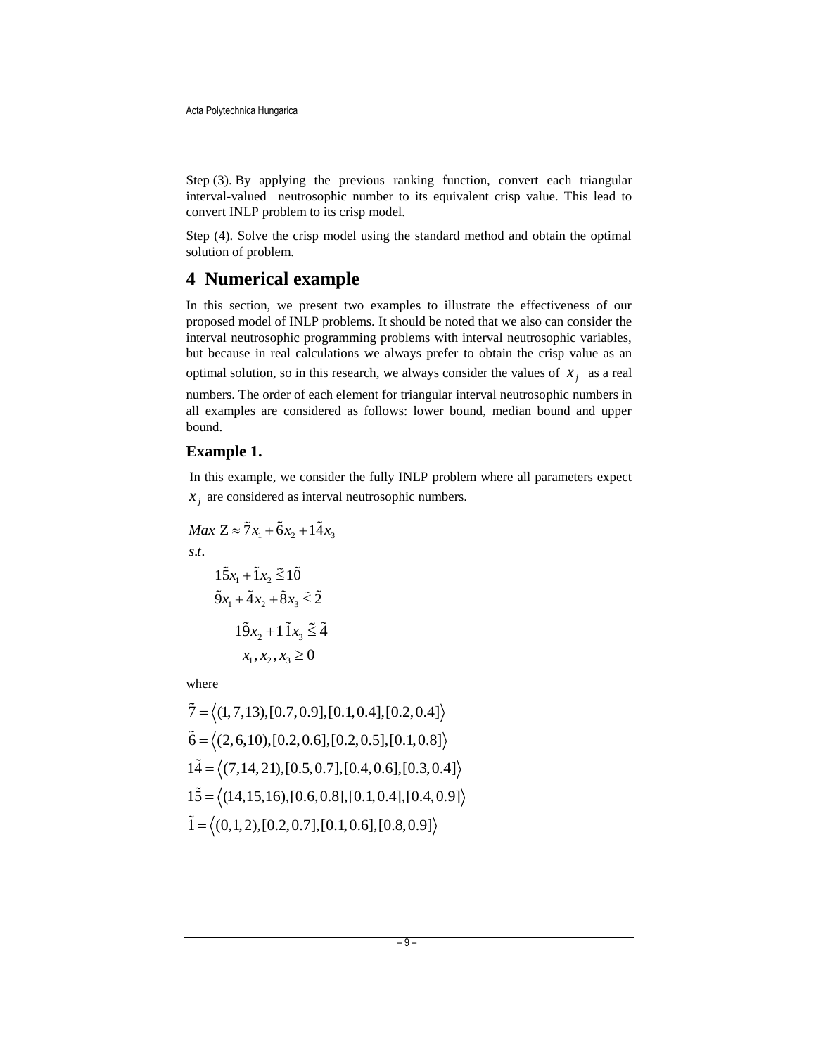Step (3). By applying the previous ranking function, convert each triangular interval-valued neutrosophic number to its equivalent crisp value. This lead to convert INLP problem to its crisp model.

Step (4). Solve the crisp model using the standard method and obtain the optimal solution of problem.

## 4 Numerical example

In this section, we present two examples to illustrate the effectiveness of our proposed model of INLP problems. It should be noted that we also can consider the interval neutrosophic programming problems with interval neutrosophic variables, but because in real calculations we always prefer to obtain the crisp value as an optimal solution, so in this research, we always consider the values of $x_j$ as a real numbers. The order of each element for triangular interval neutrosophic numbers in all examples are considered as follows: lower bound, median bound and upper bound.

### Example 1.

In this example, we consider the fully INLP problem where all parameters expect $x_j$ are considered as interval neutrosophic numbers.

$$
\begin{aligned}
&Max\ \mathrm{Z} \approx \tilde{7}x_1 + \tilde{6}x_2 + 1\tilde{4}x_3 \\
&s.t. \\
&\quad 1\tilde{5}x_1 + \tilde{1}x_2 \lessapprox 1\tilde{0} \\
&\quad \tilde{9}x_1 + \tilde{4}x_2 + \tilde{8}x_3 \lessapprox \tilde{2} \\
&\quad 1\tilde{9}x_2 + 1\tilde{1}x_3 \lessapprox \tilde{4} \\
&\quad x_1, x_2, x_3 \geq 0
\end{aligned}
$$

where

$$
\begin{aligned}
\tilde{7} &= \langle (1,7,13),[0.7,0.9],[0.1,0.4],[0.2,0.4] \rangle \\
\tilde{6} &= \langle (2,6,10),[0.2,0.6],[0.2,0.5],[0.1,0.8] \rangle \\
1\tilde{4} &= \langle (7,14,21),[0.5,0.7],[0.4,0.6],[0.3,0.4] \rangle \\
1\tilde{5} &= \langle (14,15,16),[0.6,0.8],[0.1,0.4],[0.4,0.9] \rangle \\
\tilde{1} &= \langle (0,1,2),[0.2,0.7],[0.1,0.6],[0.8,0.9] \rangle
\end{aligned}
$$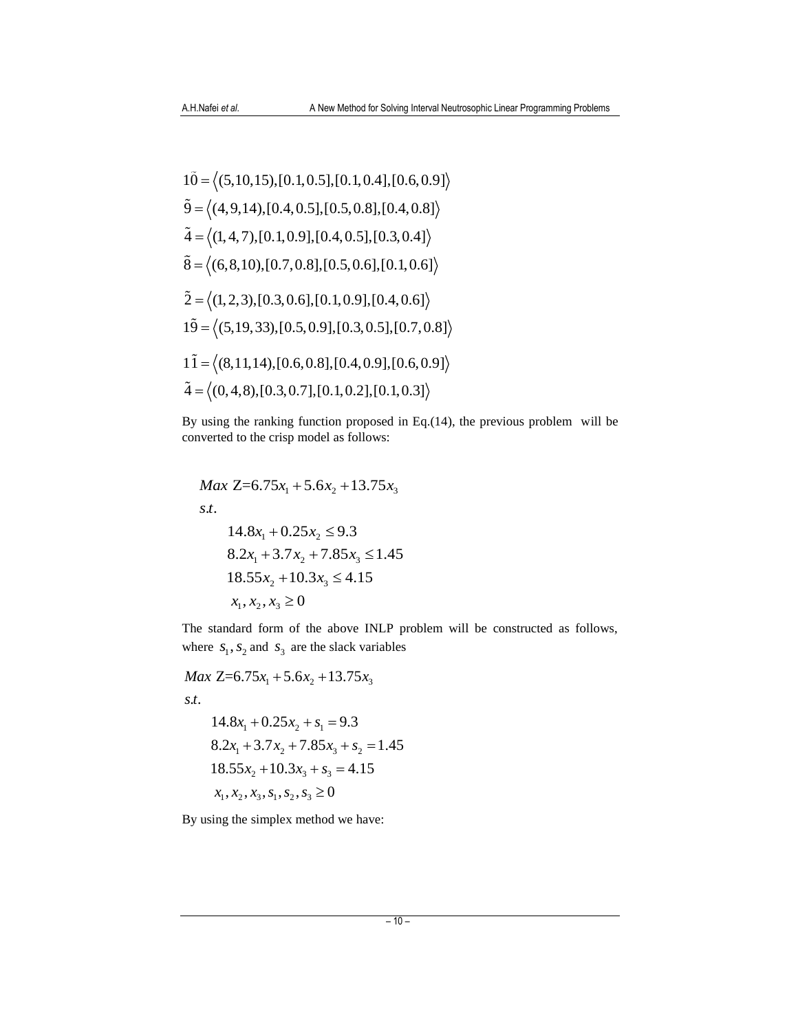$$\tilde{10} = \langle (5,10,15),[0.1,0.5],[0.1,0.4],[0.6,0.9] \rangle$$

$$\tilde{9} = \langle (4,9,14),[0.4,0.5],[0.5,0.8],[0.4,0.8] \rangle$$

$$\tilde{4} = \langle (1,4,7),[0.1,0.9],[0.4,0.5],[0.3,0.4] \rangle$$

$$\tilde{8} = \langle (6,8,10),[0.7,0.8],[0.5,0.6],[0.1,0.6] \rangle$$

$$\tilde{2} = \langle (1,2,3),[0.3,0.6],[0.1,0.9],[0.4,0.6] \rangle$$

$$\tilde{19} = \langle (5,19,33),[0.5,0.9],[0.3,0.5],[0.7,0.8] \rangle$$

$$\tilde{11} = \langle (8,11,14),[0.6,0.8],[0.4,0.9],[0.6,0.9] \rangle$$

$$\tilde{4} = \langle (0,4,8),[0.3,0.7],[0.1,0.2],[0.1,0.3] \rangle$$

By using the ranking function proposed in Eq.(14), the previous problem will be converted to the crisp model as follows:

$$
\begin{aligned}
&Max\ Z = 6.75x_1 + 5.6x_2 + 13.75x_3 \\
&s.t. \\
&\quad 14.8x_1 + 0.25x_2 \leq 9.3 \\
&\quad 8.2x_1 + 3.7x_2 + 7.85x_3 \leq 1.45 \\
&\quad 18.55x_2 + 10.3x_3 \leq 4.15 \\
&\quad x_1, x_2, x_3 \geq 0
\end{aligned}
$$

The standard form of the above INLP problem will be constructed as follows, where $s_1, s_2$ and $s_3$ are the slack variables

$$
\begin{aligned}
&Max\ Z = 6.75x_1 + 5.6x_2 + 13.75x_3 \\
&s.t. \\
&\quad 14.8x_1 + 0.25x_2 + s_1 = 9.3 \\
&\quad 8.2x_1 + 3.7x_2 + 7.85x_3 + s_2 = 1.45 \\
&\quad 18.55x_2 + 10.3x_3 + s_3 = 4.15 \\
&\quad x_1, x_2, x_3, s_1, s_2, s_3 \geq 0
\end{aligned}
$$

By using the simplex method we have: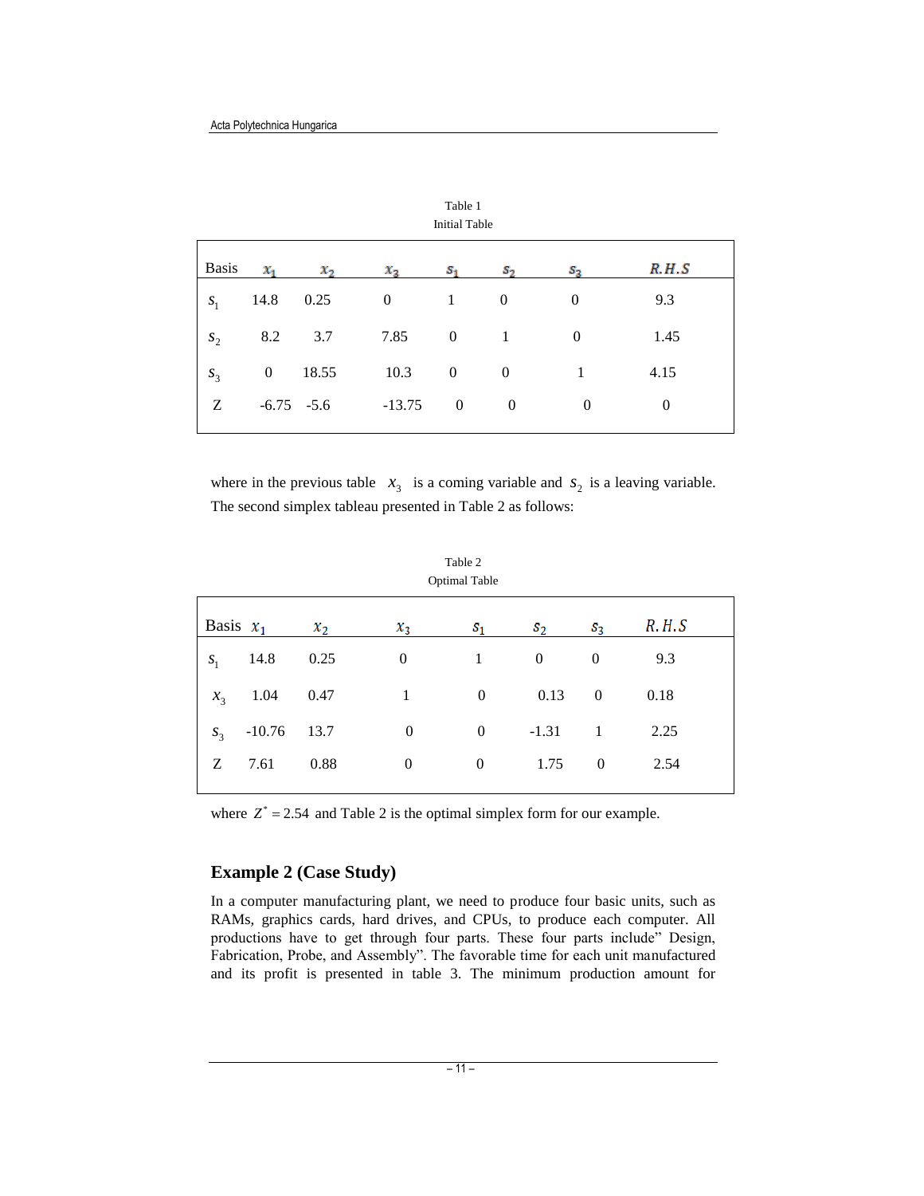Table 1  
Initial Table

| Basis | $x_1$ | $x_2$ | $x_3$ | $s_1$ | $s_2$ | $s_3$ | $R.H.S$ |
|---|---|---|---|---|---|---|---|
| $s_1$ | 14.8 | 0.25 | 0 | 1 | 0 | 0 | 9.3 |
| $s_2$ | 8.2 | 3.7 | 7.85 | 0 | 1 | 0 | 1.45 |
| $s_3$ | 0 | 18.55 | 10.3 | 0 | 0 | 1 | 4.15 |
| Z | -6.75 | -5.6 | -13.75 | 0 | 0 | 0 | 0 |

where in the previous table $x_3$ is a coming variable and $s_2$ is a leaving variable. The second simplex tableau presented in Table 2 as follows:

Table 2  
Optimal Table

| Basis | $x_1$ | $x_2$ | $x_3$ | $s_1$ | $s_2$ | $s_3$ | $R.H.S$ |
|---|---|---|---|---|---|---|---|
| $s_1$ | 14.8 | 0.25 | 0 | 1 | 0 | 0 | 9.3 |
| $x_3$ | 1.04 | 0.47 | 1 | 0 | 0.13 | 0 | 0.18 |
| $s_3$ | -10.76 | 13.7 | 0 | 0 | -1.31 | 1 | 2.25 |
| Z | 7.61 | 0.88 | 0 | 0 | 1.75 | 0 | 2.54 |

where $Z^* = 2.54$ and Table 2 is the optimal simplex form for our example.

## Example 2 (Case Study)

In a computer manufacturing plant, we need to produce four basic units, such as RAMs, graphics cards, hard drives, and CPUs, to produce each computer. All productions have to get through four parts. These four parts include" Design, Fabrication, Probe, and Assembly". The favorable time for each unit manufactured and its profit is presented in table 3. The minimum production amount for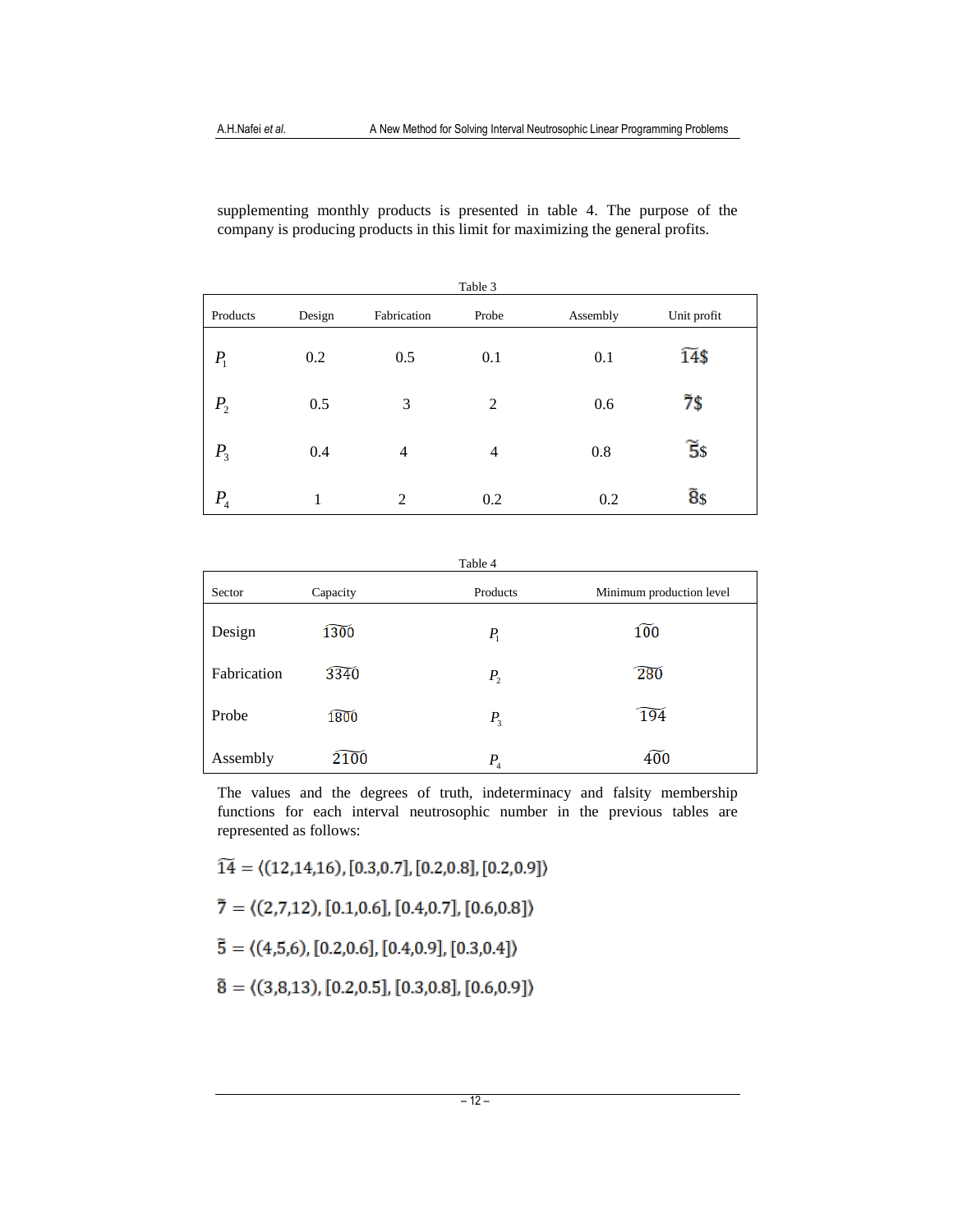supplementing monthly products is presented in table 4. The purpose of the company is producing products in this limit for maximizing the general profits.

Table 3

| Products | Design | Fabrication | Probe | Assembly | Unit profit |
|---|---|---|---|---|---|
| $P_1$ | 0.2 | 0.5 | 0.1 | 0.1 | $\widetilde{14}\$$ |
| $P_2$ | 0.5 | 3 | 2 | 0.6 | $\tilde{7}\$$ |
| $P_3$ | 0.4 | 4 | 4 | 0.8 | $\tilde{5}\$$ |
| $P_4$ | 1 | 2 | 0.2 | 0.2 | $\tilde{8}\$$ |

Table 4

| Sector | Capacity | Products | Minimum production level |
|---|---|---|---|
| Design | $\widetilde{1300}$ | $P_1$ | $\widetilde{100}$ |
| Fabrication | $\widetilde{3340}$ | $P_2$ | $\widetilde{280}$ |
| Probe | $\widetilde{1800}$ | $P_3$ | $\widetilde{194}$ |
| Assembly | $\widetilde{2100}$ | $P_4$ | $\widetilde{400}$ |

The values and the degrees of truth, indeterminacy and falsity membership functions for each interval neutrosophic number in the previous tables are represented as follows:

$$\widetilde{14} = \langle (12,14,16), [0.3,0.7], [0.2,0.8], [0.2,0.9] \rangle$$

$$\tilde{7} = \langle (2,7,12), [0.1,0.6], [0.4,0.7], [0.6,0.8] \rangle$$

$$\tilde{5} = \langle (4,5,6), [0.2,0.6], [0.4,0.9], [0.3,0.4] \rangle$$

$$\tilde{8} = \langle (3,8,13), [0.2,0.5], [0.3,0.8], [0.6,0.9] \rangle$$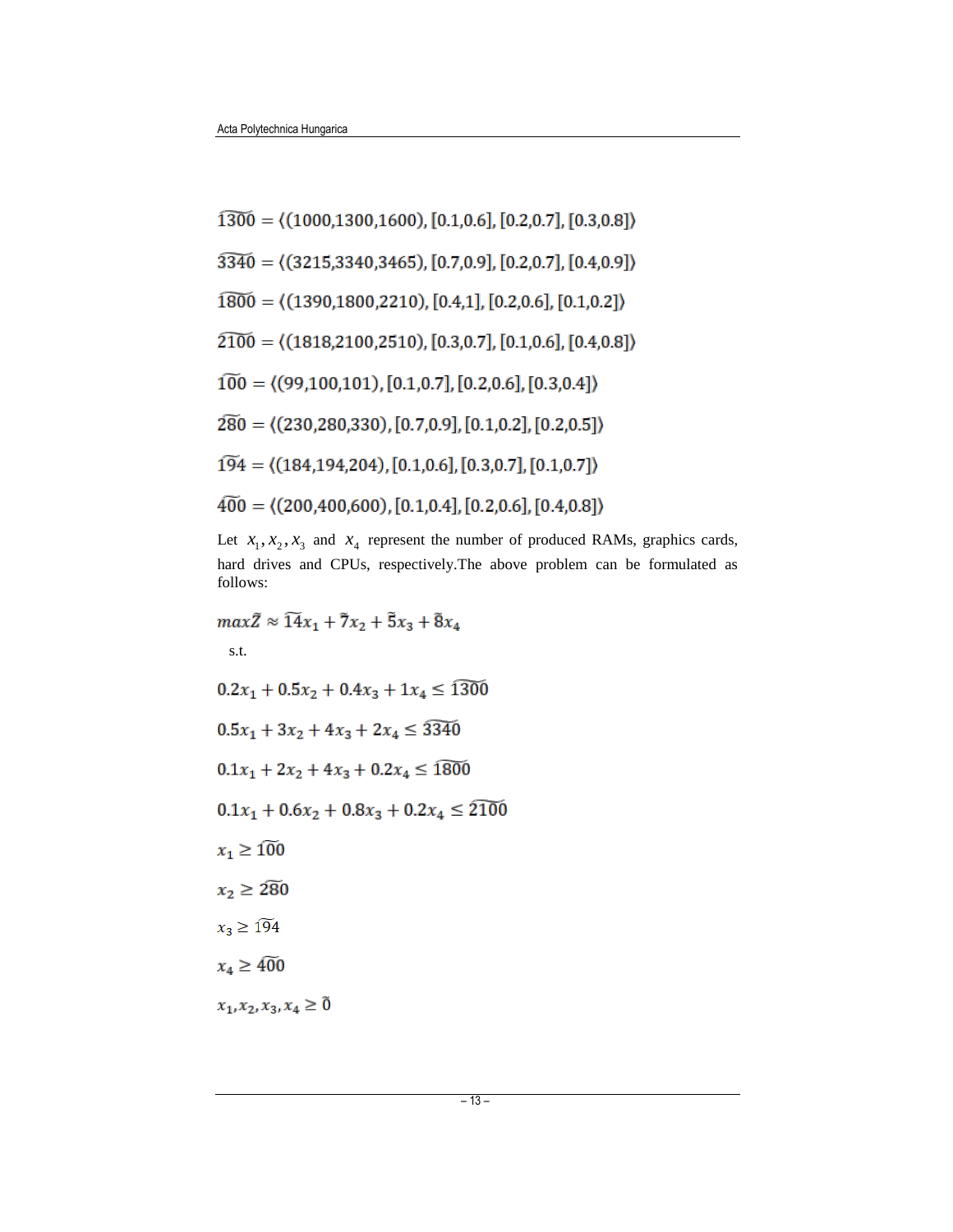$$\widetilde{1300} = \langle(1000{,}1300{,}1600), [0.1{,}0.6], [0.2{,}0.7], [0.3{,}0.8]\rangle$$

$$\widetilde{3340} = \langle(3215{,}3340{,}3465), [0.7{,}0.9], [0.2{,}0.7], [0.4{,}0.9]\rangle$$

$$\widetilde{1800} = \langle(1390{,}1800{,}2210), [0.4{,}1], [0.2{,}0.6], [0.1{,}0.2]\rangle$$

$$\widetilde{2100} = \langle(1818{,}2100{,}2510), [0.3{,}0.7], [0.1{,}0.6], [0.4{,}0.8]\rangle$$

$$\widetilde{100} = \langle(99{,}100{,}101), [0.1{,}0.7], [0.2{,}0.6], [0.3{,}0.4]\rangle$$

$$\widetilde{280} = \langle(230{,}280{,}330), [0.7{,}0.9], [0.1{,}0.2], [0.2{,}0.5]\rangle$$

$$\widetilde{194} = \langle(184{,}194{,}204), [0.1{,}0.6], [0.3{,}0.7], [0.1{,}0.7]\rangle$$

$$\widetilde{400} = \langle(200{,}400{,}600), [0.1{,}0.4], [0.2{,}0.6], [0.4{,}0.8]\rangle$$

Let $x_1, x_2, x_3$ and $x_4$ represent the number of produced RAMs, graphics cards, hard drives and CPUs, respectively.The above problem can be formulated as follows:

$$max\tilde{Z} \approx \widetilde{14}x_1 + \tilde{7}x_2 + \tilde{5}x_3 + \tilde{8}x_4$$

s.t.

$$0.2x_1 + 0.5x_2 + 0.4x_3 + 1x_4 \leq \widetilde{1300}$$

$$0.5x_1 + 3x_2 + 4x_3 + 2x_4 \leq \widetilde{3340}$$

$$0.1x_1 + 2x_2 + 4x_3 + 0.2x_4 \leq \widetilde{1800}$$

$$0.1x_1 + 0.6x_2 + 0.8x_3 + 0.2x_4 \leq \widetilde{2100}$$

$$x_1 \geq \widetilde{100}$$

$$x_2 \geq \widetilde{280}$$

$$x_3 \geq \widetilde{194}$$

$$x_4 \geq \widetilde{400}$$

$$x_1, x_2, x_3, x_4 \geq \tilde{0}$$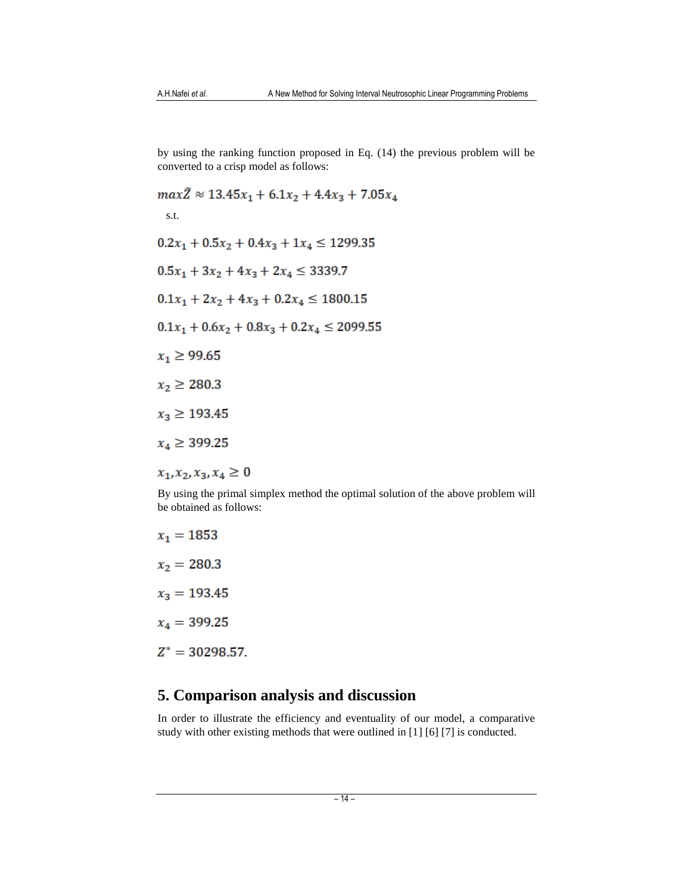by using the ranking function proposed in Eq. (14) the previous problem will be converted to a crisp model as follows:

$$max\tilde{Z} \approx 13.45x_1 + 6.1x_2 + 4.4x_3 + 7.05x_4$$

s.t.

$$0.2x_1 + 0.5x_2 + 0.4x_3 + 1x_4 \leq 1299.35$$

$$0.5x_1 + 3x_2 + 4x_3 + 2x_4 \leq 3339.7$$

$$0.1x_1 + 2x_2 + 4x_3 + 0.2x_4 \leq 1800.15$$

$$0.1x_1 + 0.6x_2 + 0.8x_3 + 0.2x_4 \leq 2099.55$$

$$x_1 \geq 99.65$$

$$x_2 \geq 280.3$$

$$x_3 \geq 193.45$$

$$x_4 \geq 399.25$$

$$x_1, x_2, x_3, x_4 \geq 0$$

By using the primal simplex method the optimal solution of the above problem will be obtained as follows:

$$x_1 = 1853$$

$$x_2 = 280.3$$

$$x_3 = 193.45$$

$$x_4 = 399.25$$

$$Z^* = 30298.57.$$

## 5. Comparison analysis and discussion

In order to illustrate the efficiency and eventuality of our model, a comparative study with other existing methods that were outlined in [1] [6] [7] is conducted.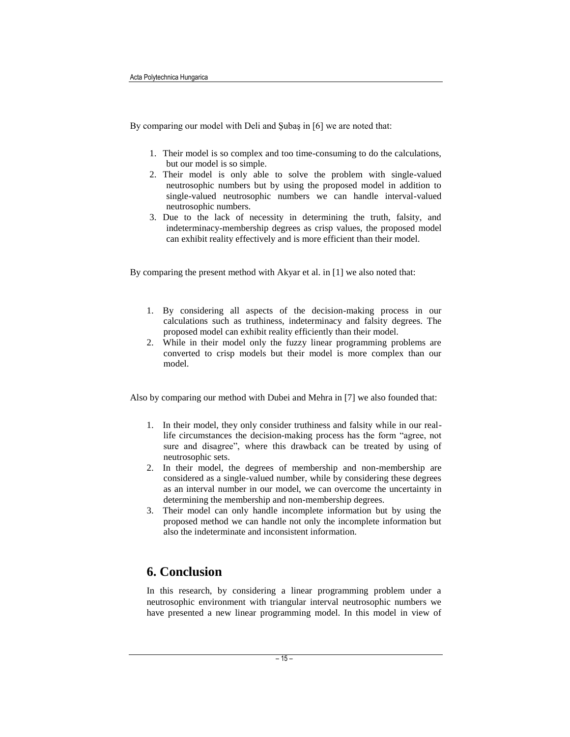By comparing our model with Deli and Şubaş in [6] we are noted that:

1. Their model is so complex and too time-consuming to do the calculations, but our model is so simple.
2. Their model is only able to solve the problem with single-valued neutrosophic numbers but by using the proposed model in addition to single-valued neutrosophic numbers we can handle interval-valued neutrosophic numbers.
3. Due to the lack of necessity in determining the truth, falsity, and indeterminacy-membership degrees as crisp values, the proposed model can exhibit reality effectively and is more efficient than their model.

By comparing the present method with Akyar et al. in [1] we also noted that:

1. By considering all aspects of the decision-making process in our calculations such as truthiness, indeterminacy and falsity degrees. The proposed model can exhibit reality efficiently than their model.
2. While in their model only the fuzzy linear programming problems are converted to crisp models but their model is more complex than our model.

Also by comparing our method with Dubei and Mehra in [7] we also founded that:

1. In their model, they only consider truthiness and falsity while in our real-life circumstances the decision-making process has the form "agree, not sure and disagree", where this drawback can be treated by using of neutrosophic sets.
2. In their model, the degrees of membership and non-membership are considered as a single-valued number, while by considering these degrees as an interval number in our model, we can overcome the uncertainty in determining the membership and non-membership degrees.
3. Their model can only handle incomplete information but by using the proposed method we can handle not only the incomplete information but also the indeterminate and inconsistent information.

## 6. Conclusion

In this research, by considering a linear programming problem under a neutrosophic environment with triangular interval neutrosophic numbers we have presented a new linear programming model. In this model in view of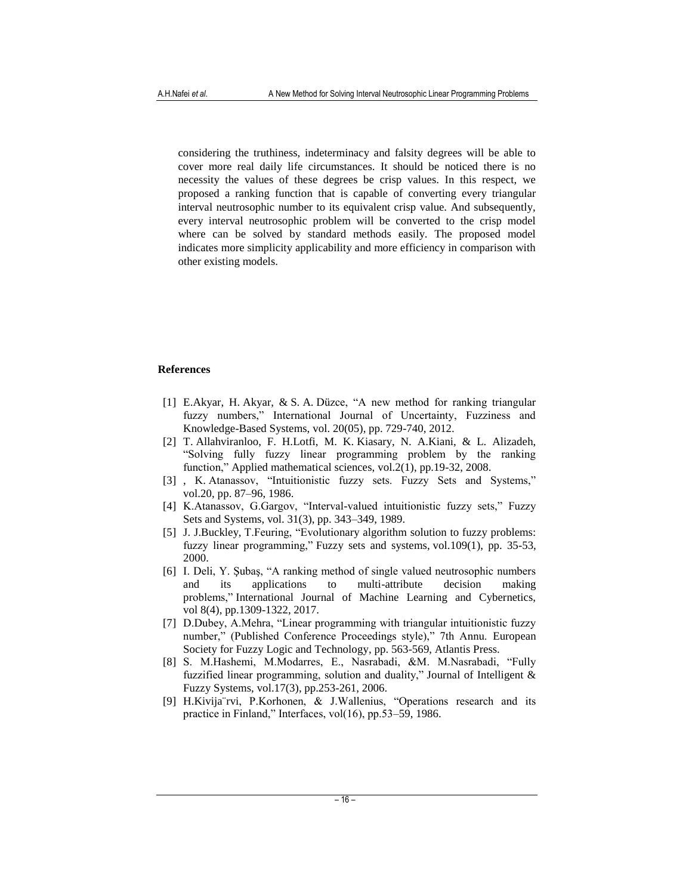considering the truthiness, indeterminacy and falsity degrees will be able to cover more real daily life circumstances. It should be noticed there is no necessity the values of these degrees be crisp values. In this respect, we proposed a ranking function that is capable of converting every triangular interval neutrosophic number to its equivalent crisp value. And subsequently, every interval neutrosophic problem will be converted to the crisp model where can be solved by standard methods easily. The proposed model indicates more simplicity applicability and more efficiency in comparison with other existing models.

## References

[1] E.Akyar, H. Akyar, & S. A. Düzce, "A new method for ranking triangular fuzzy numbers," International Journal of Uncertainty, Fuzziness and Knowledge-Based Systems, vol. 20(05), pp. 729-740, 2012.

[2] T. Allahviranloo, F. H.Lotfi, M. K. Kiasary, N. A.Kiani, & L. Alizadeh, "Solving fully fuzzy linear programming problem by the ranking function," Applied mathematical sciences, vol.2(1), pp.19-32, 2008.

[3] , K. Atanassov, "Intuitionistic fuzzy sets. Fuzzy Sets and Systems," vol.20, pp. 87–96, 1986.

[4] K.Atanassov, G.Gargov, "Interval-valued intuitionistic fuzzy sets," Fuzzy Sets and Systems, vol. 31(3), pp. 343–349, 1989.

[5] J. J.Buckley, T.Feuring, "Evolutionary algorithm solution to fuzzy problems: fuzzy linear programming," Fuzzy sets and systems, vol.109(1), pp. 35-53, 2000.

[6] I. Deli, Y. Şubaş, "A ranking method of single valued neutrosophic numbers and its applications to multi-attribute decision making problems," International Journal of Machine Learning and Cybernetics, vol 8(4), pp.1309-1322, 2017.

[7] D.Dubey, A.Mehra, "Linear programming with triangular intuitionistic fuzzy number," (Published Conference Proceedings style)," 7th Annu. European Society for Fuzzy Logic and Technology, pp. 563-569, Atlantis Press.

[8] S. M.Hashemi, M.Modarres, E., Nasrabadi, &M. M.Nasrabadi, "Fully fuzzified linear programming, solution and duality," Journal of Intelligent & Fuzzy Systems, vol.17(3), pp.253-261, 2006.

[9] H.Kivija¨rvi, P.Korhonen, & J.Wallenius, "Operations research and its practice in Finland," Interfaces, vol(16), pp.53–59, 1986.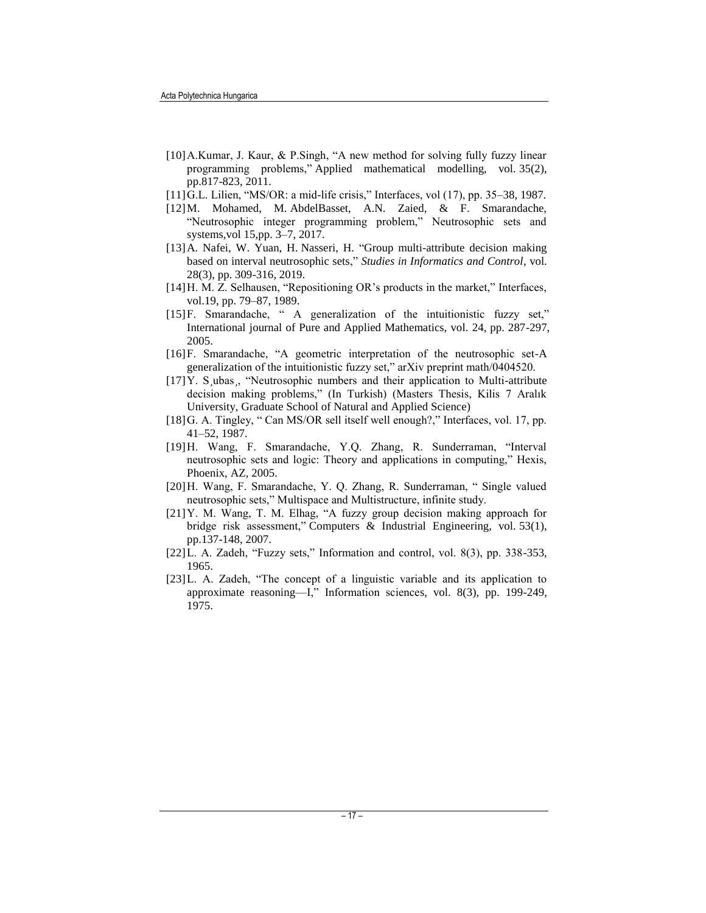[10] A.Kumar, J. Kaur, & P.Singh, "A new method for solving fully fuzzy linear programming problems," Applied mathematical modelling, vol. 35(2), pp.817-823, 2011.

[11] G.L. Lilien, "MS/OR: a mid-life crisis," Interfaces, vol (17), pp. 35–38, 1987.

[12] M. Mohamed, M. AbdelBasset, A.N. Zaied, & F. Smarandache, "Neutrosophic integer programming problem," Neutrosophic sets and systems,vol 15,pp. 3–7, 2017.

[13] A. Nafei, W. Yuan, H. Nasseri, H. "Group multi-attribute decision making based on interval neutrosophic sets," *Studies in Informatics and Control*, vol. 28(3), pp. 309-316, 2019.

[14] H. M. Z. Selhausen, "Repositioning OR's products in the market," Interfaces, vol.19, pp. 79–87, 1989.

[15] F. Smarandache, " A generalization of the intuitionistic fuzzy set," International journal of Pure and Applied Mathematics, vol. 24, pp. 287-297, 2005.

[16] F. Smarandache, "A geometric interpretation of the neutrosophic set-A generalization of the intuitionistic fuzzy set," arXiv preprint math/0404520.

[17] Y. S¸ubas¸, "Neutrosophic numbers and their application to Multi-attribute decision making problems," (In Turkish) (Masters Thesis, Kilis 7 Aralık University, Graduate School of Natural and Applied Science)

[18] G. A. Tingley, " Can MS/OR sell itself well enough?," Interfaces, vol. 17, pp. 41–52, 1987.

[19] H. Wang, F. Smarandache, Y.Q. Zhang, R. Sunderraman, "Interval neutrosophic sets and logic: Theory and applications in computing," Hexis, Phoenix, AZ, 2005.

[20] H. Wang, F. Smarandache, Y. Q. Zhang, R. Sunderraman, " Single valued neutrosophic sets," Multispace and Multistructure, infinite study.

[21] Y. M. Wang, T. M. Elhag, "A fuzzy group decision making approach for bridge risk assessment," Computers & Industrial Engineering, vol. 53(1), pp.137-148, 2007.

[22] L. A. Zadeh, "Fuzzy sets," Information and control, vol. 8(3), pp. 338-353, 1965.

[23] L. A. Zadeh, "The concept of a linguistic variable and its application to approximate reasoning—I," Information sciences, vol. 8(3), pp. 199-249, 1975.